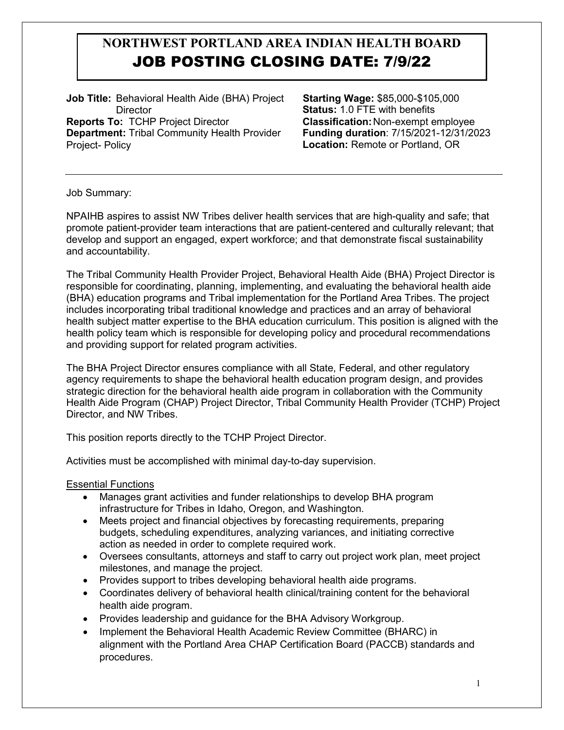# NORTHWEST PORTLAND AREA INDIAN HEALTH BOARD
# JOB POSTING CLOSING DATE: 7/9/22

**Job Title:** Behavioral Health Aide (BHA) Project Director
**Reports To:** TCHP Project Director
**Department:** Tribal Community Health Provider Project- Policy

**Starting Wage:** $85,000-$105,000
**Status:** 1.0 FTE with benefits
**Classification:** Non-exempt employee
**Funding duration**: 7/15/2021-12/31/2023
**Location:** Remote or Portland, OR

---

Job Summary:

NPAIHB aspires to assist NW Tribes deliver health services that are high-quality and safe; that promote patient-provider team interactions that are patient-centered and culturally relevant; that develop and support an engaged, expert workforce; and that demonstrate fiscal sustainability and accountability.

The Tribal Community Health Provider Project, Behavioral Health Aide (BHA) Project Director is responsible for coordinating, planning, implementing, and evaluating the behavioral health aide (BHA) education programs and Tribal implementation for the Portland Area Tribes. The project includes incorporating tribal traditional knowledge and practices and an array of behavioral health subject matter expertise to the BHA education curriculum. This position is aligned with the health policy team which is responsible for developing policy and procedural recommendations and providing support for related program activities.

The BHA Project Director ensures compliance with all State, Federal, and other regulatory agency requirements to shape the behavioral health education program design, and provides strategic direction for the behavioral health aide program in collaboration with the Community Health Aide Program (CHAP) Project Director, Tribal Community Health Provider (TCHP) Project Director, and NW Tribes.

This position reports directly to the TCHP Project Director.

Activities must be accomplished with minimal day-to-day supervision.

Essential Functions

- Manages grant activities and funder relationships to develop BHA program infrastructure for Tribes in Idaho, Oregon, and Washington.
- Meets project and financial objectives by forecasting requirements, preparing budgets, scheduling expenditures, analyzing variances, and initiating corrective action as needed in order to complete required work.
- Oversees consultants, attorneys and staff to carry out project work plan, meet project milestones, and manage the project.
- Provides support to tribes developing behavioral health aide programs.
- Coordinates delivery of behavioral health clinical/training content for the behavioral health aide program.
- Provides leadership and guidance for the BHA Advisory Workgroup.
- Implement the Behavioral Health Academic Review Committee (BHARC) in alignment with the Portland Area CHAP Certification Board (PACCB) standards and procedures.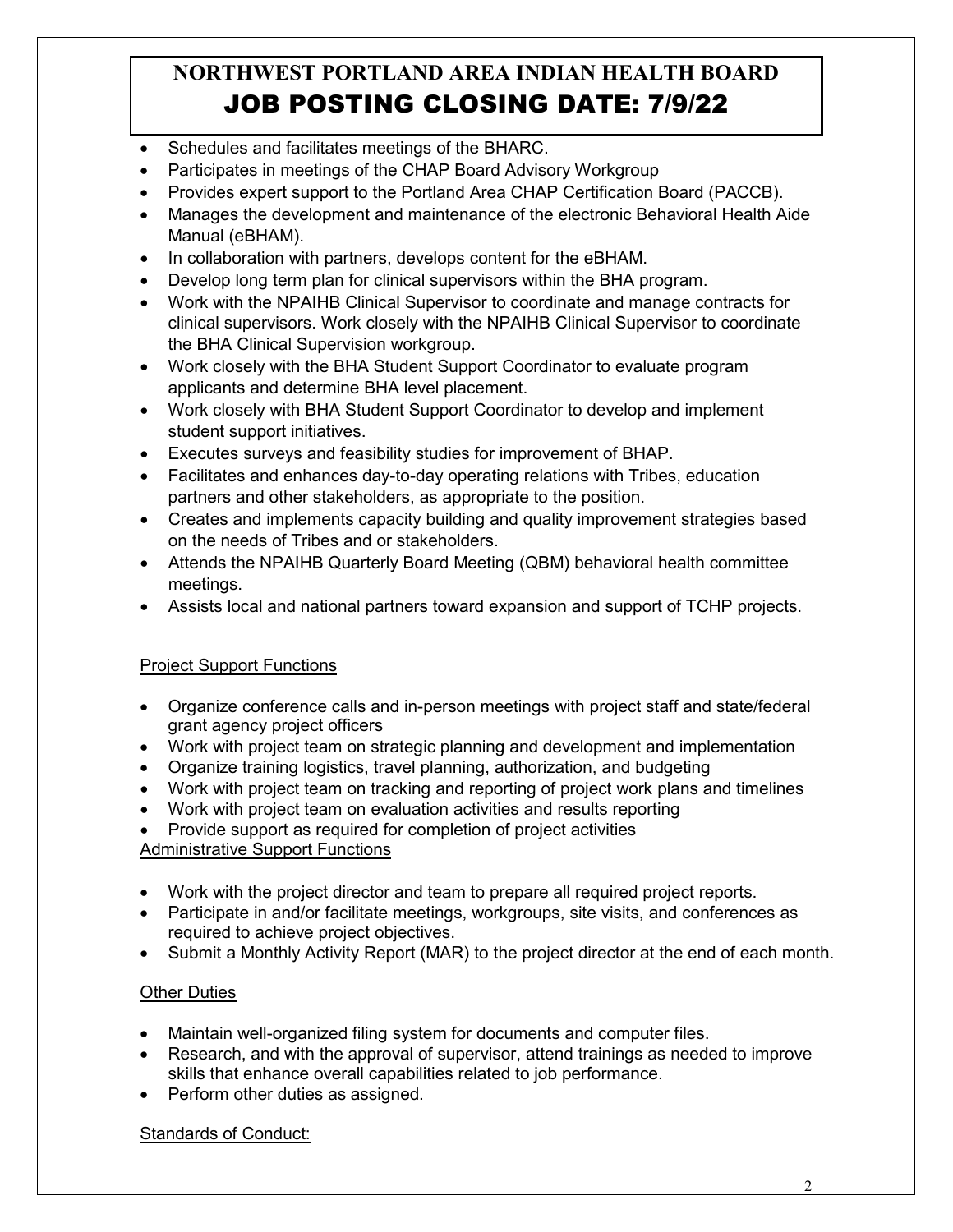- Schedules and facilitates meetings of the BHARC.
- Participates in meetings of the CHAP Board Advisory Workgroup
- Provides expert support to the Portland Area CHAP Certification Board (PACCB).
- Manages the development and maintenance of the electronic Behavioral Health Aide Manual (eBHAM).
- In collaboration with partners, develops content for the eBHAM.
- Develop long term plan for clinical supervisors within the BHA program.
- Work with the NPAIHB Clinical Supervisor to coordinate and manage contracts for clinical supervisors. Work closely with the NPAIHB Clinical Supervisor to coordinate the BHA Clinical Supervision workgroup.
- Work closely with the BHA Student Support Coordinator to evaluate program applicants and determine BHA level placement.
- Work closely with BHA Student Support Coordinator to develop and implement student support initiatives.
- Executes surveys and feasibility studies for improvement of BHAP.
- Facilitates and enhances day-to-day operating relations with Tribes, education partners and other stakeholders, as appropriate to the position.
- Creates and implements capacity building and quality improvement strategies based on the needs of Tribes and or stakeholders.
- Attends the NPAIHB Quarterly Board Meeting (QBM) behavioral health committee meetings.
- Assists local and national partners toward expansion and support of TCHP projects.

<u>Project Support Functions</u>

- Organize conference calls and in-person meetings with project staff and state/federal grant agency project officers
- Work with project team on strategic planning and development and implementation
- Organize training logistics, travel planning, authorization, and budgeting
- Work with project team on tracking and reporting of project work plans and timelines
- Work with project team on evaluation activities and results reporting
- Provide support as required for completion of project activities

<u>Administrative Support Functions</u>

- Work with the project director and team to prepare all required project reports.
- Participate in and/or facilitate meetings, workgroups, site visits, and conferences as required to achieve project objectives.
- Submit a Monthly Activity Report (MAR) to the project director at the end of each month.

<u>Other Duties</u>

- Maintain well-organized filing system for documents and computer files.
- Research, and with the approval of supervisor, attend trainings as needed to improve skills that enhance overall capabilities related to job performance.
- Perform other duties as assigned.

<u>Standards of Conduct:</u>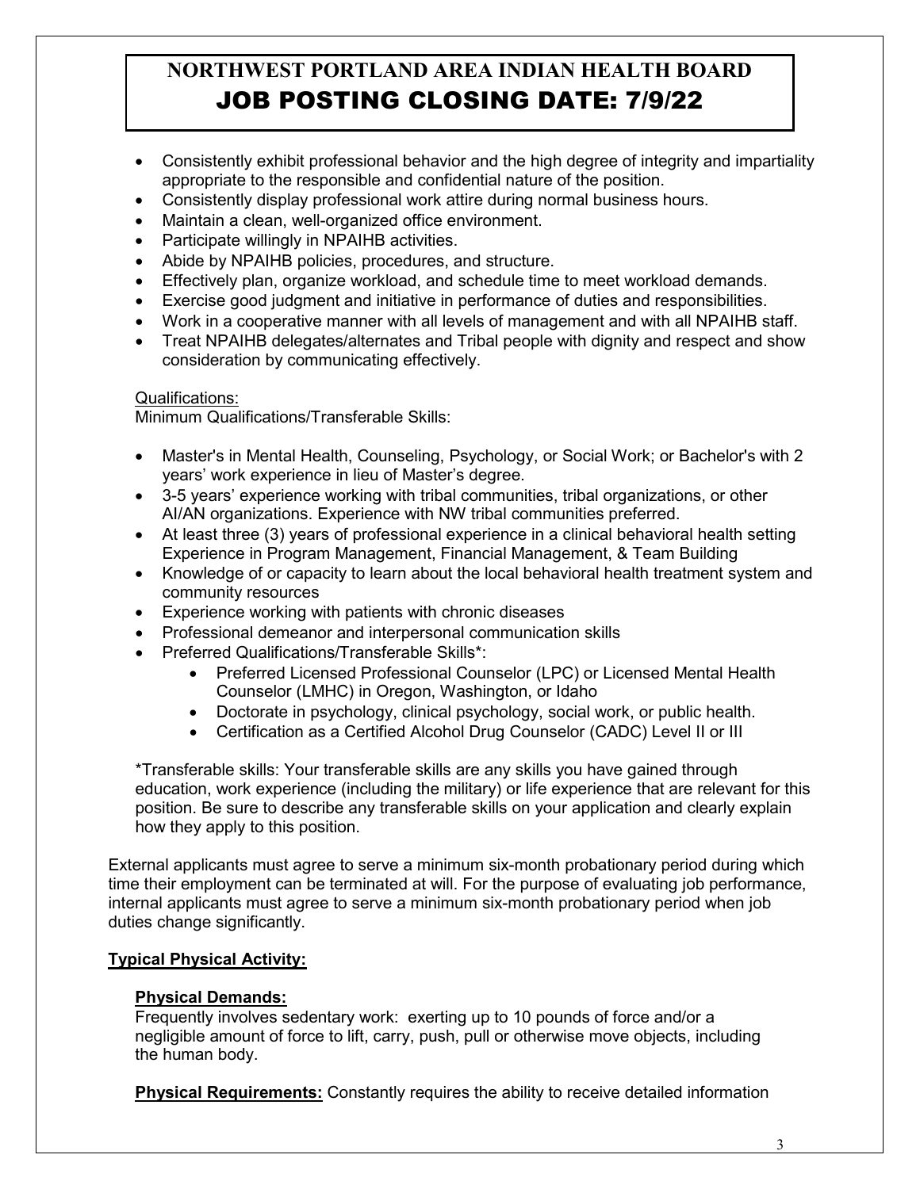# NORTHWEST PORTLAND AREA INDIAN HEALTH BOARD
## JOB POSTING CLOSING DATE: 7/9/22

- Consistently exhibit professional behavior and the high degree of integrity and impartiality appropriate to the responsible and confidential nature of the position.
- Consistently display professional work attire during normal business hours.
- Maintain a clean, well-organized office environment.
- Participate willingly in NPAIHB activities.
- Abide by NPAIHB policies, procedures, and structure.
- Effectively plan, organize workload, and schedule time to meet workload demands.
- Exercise good judgment and initiative in performance of duties and responsibilities.
- Work in a cooperative manner with all levels of management and with all NPAIHB staff.
- Treat NPAIHB delegates/alternates and Tribal people with dignity and respect and show consideration by communicating effectively.

Qualifications:
Minimum Qualifications/Transferable Skills:

- Master's in Mental Health, Counseling, Psychology, or Social Work; or Bachelor's with 2 years' work experience in lieu of Master's degree.
- 3-5 years' experience working with tribal communities, tribal organizations, or other AI/AN organizations. Experience with NW tribal communities preferred.
- At least three (3) years of professional experience in a clinical behavioral health setting Experience in Program Management, Financial Management, & Team Building
- Knowledge of or capacity to learn about the local behavioral health treatment system and community resources
- Experience working with patients with chronic diseases
- Professional demeanor and interpersonal communication skills
- Preferred Qualifications/Transferable Skills*:
    - Preferred Licensed Professional Counselor (LPC) or Licensed Mental Health Counselor (LMHC) in Oregon, Washington, or Idaho
    - Doctorate in psychology, clinical psychology, social work, or public health.
    - Certification as a Certified Alcohol Drug Counselor (CADC) Level II or III

*Transferable skills: Your transferable skills are any skills you have gained through education, work experience (including the military) or life experience that are relevant for this position. Be sure to describe any transferable skills on your application and clearly explain how they apply to this position.

External applicants must agree to serve a minimum six-month probationary period during which time their employment can be terminated at will. For the purpose of evaluating job performance, internal applicants must agree to serve a minimum six-month probationary period when job duties change significantly.

**Typical Physical Activity:**

**Physical Demands:**
Frequently involves sedentary work: exerting up to 10 pounds of force and/or a negligible amount of force to lift, carry, push, pull or otherwise move objects, including the human body.

**Physical Requirements:** Constantly requires the ability to receive detailed information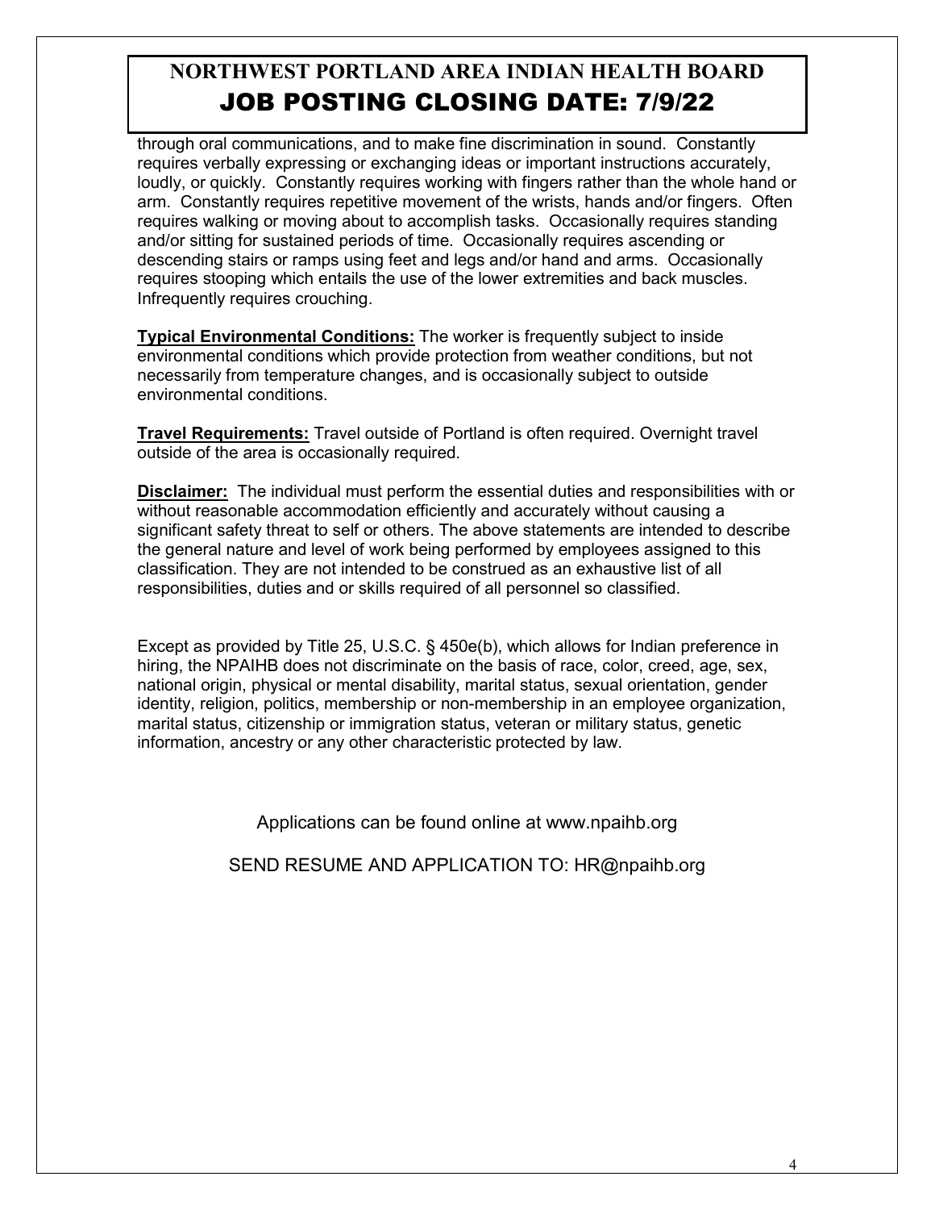through oral communications, and to make fine discrimination in sound. Constantly requires verbally expressing or exchanging ideas or important instructions accurately, loudly, or quickly. Constantly requires working with fingers rather than the whole hand or arm. Constantly requires repetitive movement of the wrists, hands and/or fingers. Often requires walking or moving about to accomplish tasks. Occasionally requires standing and/or sitting for sustained periods of time. Occasionally requires ascending or descending stairs or ramps using feet and legs and/or hand and arms. Occasionally requires stooping which entails the use of the lower extremities and back muscles. Infrequently requires crouching.

**Typical Environmental Conditions:** The worker is frequently subject to inside environmental conditions which provide protection from weather conditions, but not necessarily from temperature changes, and is occasionally subject to outside environmental conditions.

**Travel Requirements:** Travel outside of Portland is often required. Overnight travel outside of the area is occasionally required.

**Disclaimer:** The individual must perform the essential duties and responsibilities with or without reasonable accommodation efficiently and accurately without causing a significant safety threat to self or others. The above statements are intended to describe the general nature and level of work being performed by employees assigned to this classification. They are not intended to be construed as an exhaustive list of all responsibilities, duties and or skills required of all personnel so classified.

Except as provided by Title 25, U.S.C. § 450e(b), which allows for Indian preference in hiring, the NPAIHB does not discriminate on the basis of race, color, creed, age, sex, national origin, physical or mental disability, marital status, sexual orientation, gender identity, religion, politics, membership or non-membership in an employee organization, marital status, citizenship or immigration status, veteran or military status, genetic information, ancestry or any other characteristic protected by law.

Applications can be found online at www.npaihb.org

SEND RESUME AND APPLICATION TO: HR@npaihb.org